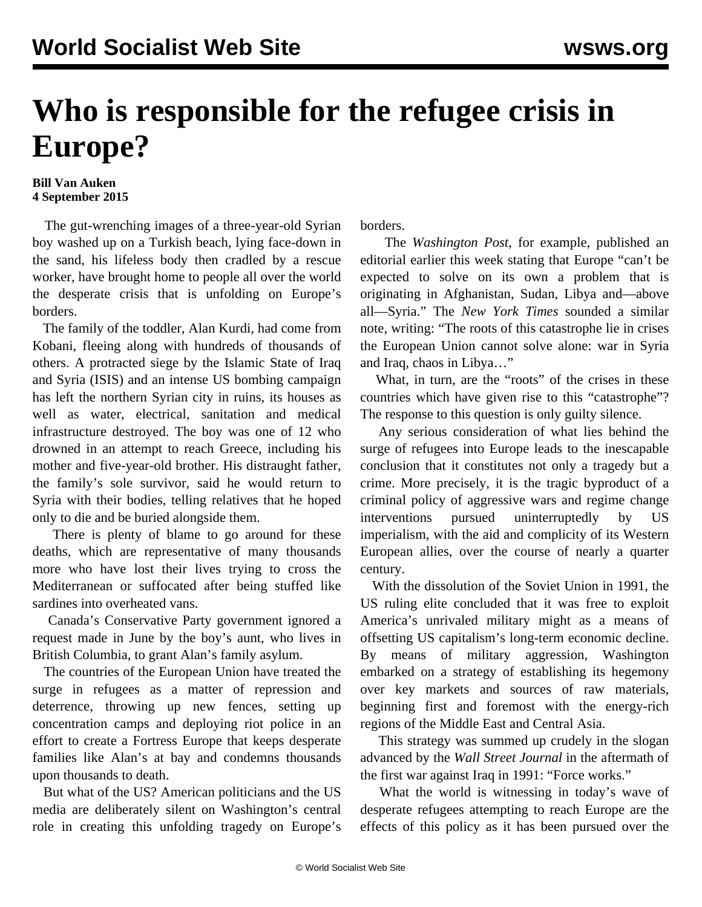# Who is responsible for the refugee crisis in Europe?

**Bill Van Auken**
**4 September 2015**

The gut-wrenching images of a three-year-old Syrian boy washed up on a Turkish beach, lying face-down in the sand, his lifeless body then cradled by a rescue worker, have brought home to people all over the world the desperate crisis that is unfolding on Europe's borders.

The family of the toddler, Alan Kurdi, had come from Kobani, fleeing along with hundreds of thousands of others. A protracted siege by the Islamic State of Iraq and Syria (ISIS) and an intense US bombing campaign has left the northern Syrian city in ruins, its houses as well as water, electrical, sanitation and medical infrastructure destroyed. The boy was one of 12 who drowned in an attempt to reach Greece, including his mother and five-year-old brother. His distraught father, the family's sole survivor, said he would return to Syria with their bodies, telling relatives that he hoped only to die and be buried alongside them.

There is plenty of blame to go around for these deaths, which are representative of many thousands more who have lost their lives trying to cross the Mediterranean or suffocated after being stuffed like sardines into overheated vans.

Canada's Conservative Party government ignored a request made in June by the boy's aunt, who lives in British Columbia, to grant Alan's family asylum.

The countries of the European Union have treated the surge in refugees as a matter of repression and deterrence, throwing up new fences, setting up concentration camps and deploying riot police in an effort to create a Fortress Europe that keeps desperate families like Alan's at bay and condemns thousands upon thousands to death.

But what of the US? American politicians and the US media are deliberately silent on Washington's central role in creating this unfolding tragedy on Europe's borders.

The *Washington Post*, for example, published an editorial earlier this week stating that Europe "can't be expected to solve on its own a problem that is originating in Afghanistan, Sudan, Libya and—above all—Syria." The *New York Times* sounded a similar note, writing: "The roots of this catastrophe lie in crises the European Union cannot solve alone: war in Syria and Iraq, chaos in Libya…"

What, in turn, are the "roots" of the crises in these countries which have given rise to this "catastrophe"? The response to this question is only guilty silence.

Any serious consideration of what lies behind the surge of refugees into Europe leads to the inescapable conclusion that it constitutes not only a tragedy but a crime. More precisely, it is the tragic byproduct of a criminal policy of aggressive wars and regime change interventions pursued uninterruptedly by US imperialism, with the aid and complicity of its Western European allies, over the course of nearly a quarter century.

With the dissolution of the Soviet Union in 1991, the US ruling elite concluded that it was free to exploit America's unrivaled military might as a means of offsetting US capitalism's long-term economic decline. By means of military aggression, Washington embarked on a strategy of establishing its hegemony over key markets and sources of raw materials, beginning first and foremost with the energy-rich regions of the Middle East and Central Asia.

This strategy was summed up crudely in the slogan advanced by the *Wall Street Journal* in the aftermath of the first war against Iraq in 1991: "Force works."

What the world is witnessing in today's wave of desperate refugees attempting to reach Europe are the effects of this policy as it has been pursued over the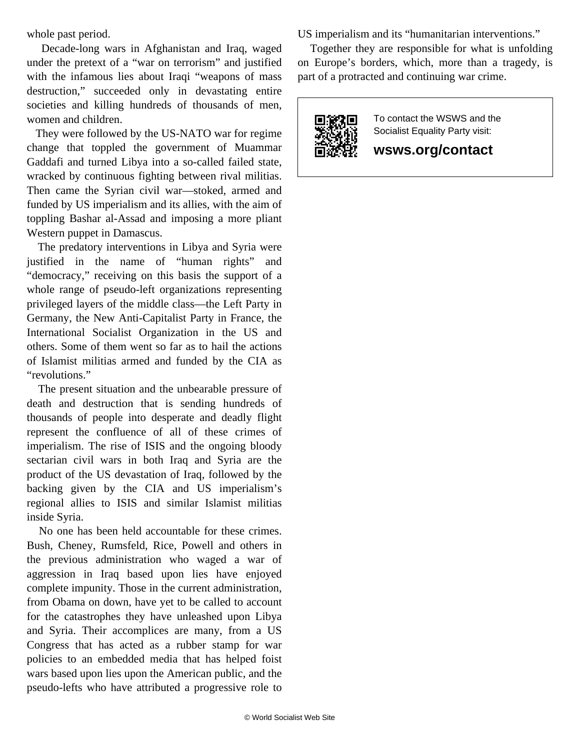whole past period.

Decade-long wars in Afghanistan and Iraq, waged under the pretext of a "war on terrorism" and justified with the infamous lies about Iraqi "weapons of mass destruction," succeeded only in devastating entire societies and killing hundreds of thousands of men, women and children.

They were followed by the US-NATO war for regime change that toppled the government of Muammar Gaddafi and turned Libya into a so-called failed state, wracked by continuous fighting between rival militias. Then came the Syrian civil war—stoked, armed and funded by US imperialism and its allies, with the aim of toppling Bashar al-Assad and imposing a more pliant Western puppet in Damascus.

The predatory interventions in Libya and Syria were justified in the name of "human rights" and "democracy," receiving on this basis the support of a whole range of pseudo-left organizations representing privileged layers of the middle class—the Left Party in Germany, the New Anti-Capitalist Party in France, the International Socialist Organization in the US and others. Some of them went so far as to hail the actions of Islamist militias armed and funded by the CIA as "revolutions."

The present situation and the unbearable pressure of death and destruction that is sending hundreds of thousands of people into desperate and deadly flight represent the confluence of all of these crimes of imperialism. The rise of ISIS and the ongoing bloody sectarian civil wars in both Iraq and Syria are the product of the US devastation of Iraq, followed by the backing given by the CIA and US imperialism's regional allies to ISIS and similar Islamist militias inside Syria.

No one has been held accountable for these crimes. Bush, Cheney, Rumsfeld, Rice, Powell and others in the previous administration who waged a war of aggression in Iraq based upon lies have enjoyed complete impunity. Those in the current administration, from Obama on down, have yet to be called to account for the catastrophes they have unleashed upon Libya and Syria. Their accomplices are many, from a US Congress that has acted as a rubber stamp for war policies to an embedded media that has helped foist wars based upon lies upon the American public, and the pseudo-lefts who have attributed a progressive role to US imperialism and its "humanitarian interventions."

Together they are responsible for what is unfolding on Europe's borders, which, more than a tragedy, is part of a protracted and continuing war crime.

To contact the WSWS and the Socialist Equality Party visit:

**wsws.org/contact**